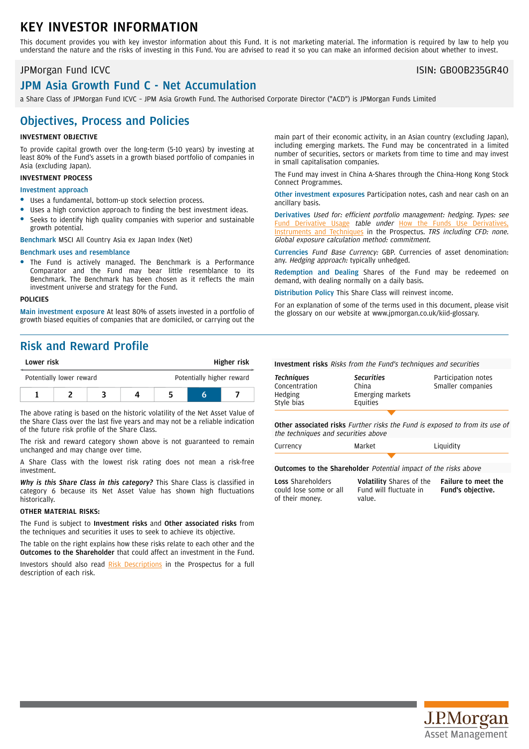# KEY INVESTOR INFORMATION

This document provides you with key investor information about this Fund. It is not marketing material. The information is required by law to help you understand the nature and the risks of investing in this Fund. You are advised to read it so you can make an informed decision about whether to invest.

JPMorgan Fund ICVC — ISIN: GB00B235GR40

## JPM Asia Growth Fund C - Net Accumulation

a Share Class of JPMorgan Fund ICVC - JPM Asia Growth Fund. The Authorised Corporate Director ("ACD") is JPMorgan Funds Limited

## Objectives, Process and Policies

### INVESTMENT OBJECTIVE

To provide capital growth over the long-term (5-10 years) by investing at least 80% of the Fund's assets in a growth biased portfolio of companies in Asia (excluding Japan).

### INVESTMENT PROCESS

**Investment approach**

- Uses a fundamental, bottom-up stock selection process.
- Uses a high conviction approach to finding the best investment ideas.
- Seeks to identify high quality companies with superior and sustainable growth potential.

**Benchmark** MSCI All Country Asia ex Japan Index (Net)

**Benchmark uses and resemblance**

- The Fund is actively managed. The Benchmark is a Performance Comparator and the Fund may bear little resemblance to its Benchmark. The Benchmark has been chosen as it reflects the main investment universe and strategy for the Fund.

### POLICIES

**Main investment exposure** At least 80% of assets invested in a portfolio of growth biased equities of companies that are domiciled, or carrying out the main part of their economic activity, in an Asian country (excluding Japan), including emerging markets. The Fund may be concentrated in a limited number of securities, sectors or markets from time to time and may invest in small capitalisation companies.

The Fund may invest in China A-Shares through the China-Hong Kong Stock Connect Programmes.

**Other investment exposures** Participation notes, cash and near cash on an ancillary basis.

**Derivatives** *Used for: efficient portfolio management: hedging. Types: see* Fund Derivative Usage *table under* How the Funds Use Derivatives, Instruments and Techniques *in the Prospectus. TRS including CFD: none. Global exposure calculation method: commitment.*

**Currencies** *Fund Base Currency:* GBP. Currencies of asset denomination: any. *Hedging approach:* typically unhedged.

**Redemption and Dealing** Shares of the Fund may be redeemed on demand, with dealing normally on a daily basis.

**Distribution Policy** This Share Class will reinvest income.

For an explanation of some of the terms used in this document, please visit the glossary on our website at www.jpmorgan.co.uk/kiid-glossary.

## Risk and Reward Profile

| Lower risk | | | | | | Higher risk |
|---|---|---|---|---|---|---|
| Potentially lower reward | | | | | | Potentially higher reward |
| 1 | 2 | 3 | 4 | 5 | **6** | 7 |

The above rating is based on the historic volatility of the Net Asset Value of the Share Class over the last five years and may not be a reliable indication of the future risk profile of the Share Class.

The risk and reward category shown above is not guaranteed to remain unchanged and may change over time.

A Share Class with the lowest risk rating does not mean a risk-free investment.

***Why is this Share Class in this category?*** This Share Class is classified in category 6 because its Net Asset Value has shown high fluctuations historically.

### OTHER MATERIAL RISKS:

The Fund is subject to **Investment risks** and **Other associated risks** from the techniques and securities it uses to seek to achieve its objective.

The table on the right explains how these risks relate to each other and the **Outcomes to the Shareholder** that could affect an investment in the Fund.

Investors should also read Risk Descriptions in the Prospectus for a full description of each risk.

**Investment risks** *Risks from the Fund's techniques and securities*

| *Techniques* | *Securities* | |
|---|---|---|
| Concentration | China | Participation notes |
| Hedging | Emerging markets | Smaller companies |
| Style bias | Equities | |

**Other associated risks** *Further risks the Fund is exposed to from its use of the techniques and securities above*

| Currency | Market | Liquidity |
|---|---|---|

**Outcomes to the Shareholder** *Potential impact of the risks above*

| **Loss** Shareholders could lose some or all of their money. | **Volatility** Shares of the Fund will fluctuate in value. | **Failure to meet the Fund's objective.** |
|---|---|---|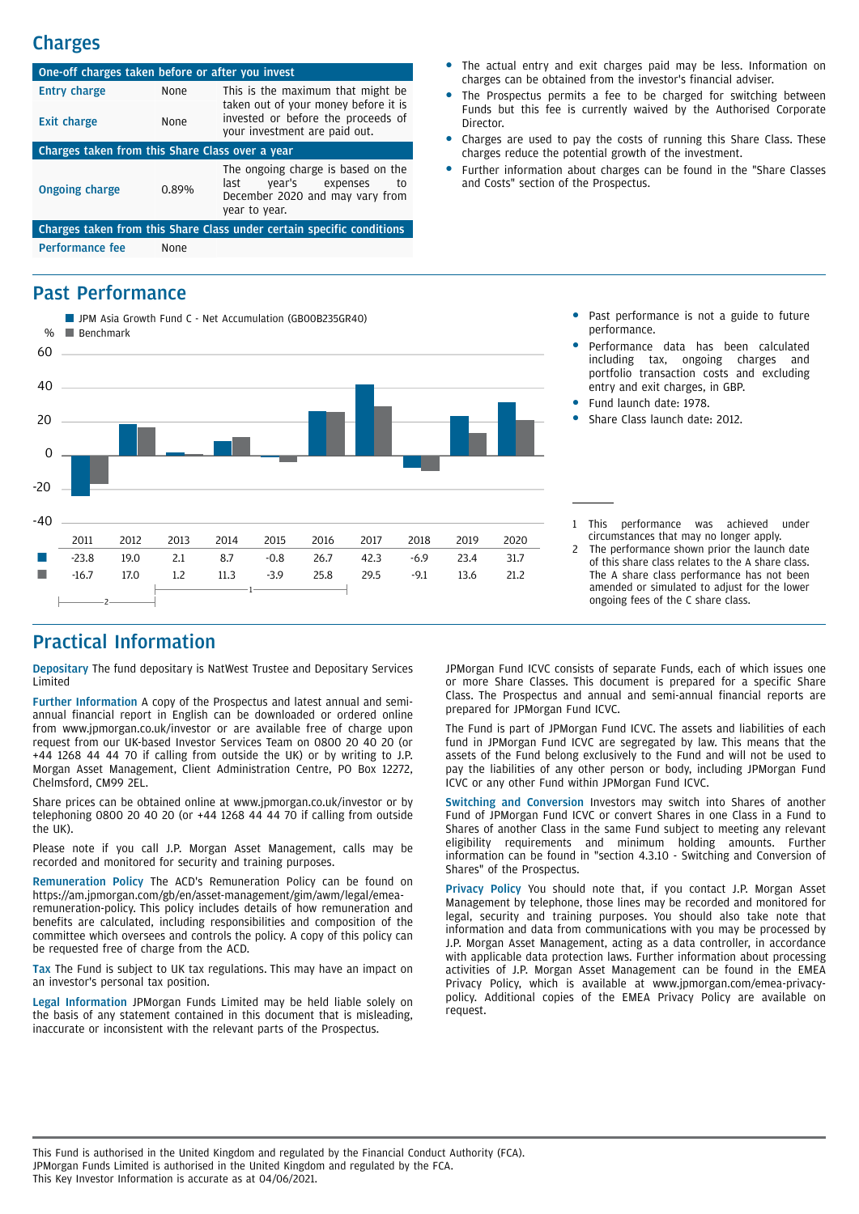## Charges

| One-off charges taken before or after you invest | | |
|---|---|---|
| Entry charge | None | This is the maximum that might be taken out of your money before it is invested or before the proceeds of your investment are paid out. |
| Exit charge | None | |
| **Charges taken from this Share Class over a year** | | |
| Ongoing charge | 0.89% | The ongoing charge is based on the last year's expenses to December 2020 and may vary from year to year. |
| **Charges taken from this Share Class under certain specific conditions** | | |
| Performance fee | None | |

- The actual entry and exit charges paid may be less. Information on charges can be obtained from the investor's financial adviser.
- The Prospectus permits a fee to be charged for switching between Funds but this fee is currently waived by the Authorised Corporate Director.
- Charges are used to pay the costs of running this Share Class. These charges reduce the potential growth of the investment.
- Further information about charges can be found in the "Share Classes and Costs" section of the Prospectus.

## Past Performance

JPM Asia Growth Fund C - Net Accumulation (GB00B235GR40)
Benchmark
%
60
40
20
0
-20
-40

2011 2012 2013 2014 2015 2016 2017 2018 2019 2020
-23.8 19.0 2.1 8.7 -0.8 26.7 42.3 -6.9 23.4 31.7
-16.7 17.0 1.2 11.3 -3.9 25.8 29.5 -9.1 13.6 21.2
2
1

- Past performance is not a guide to future performance.
- Performance data has been calculated including tax, ongoing charges and portfolio transaction costs and excluding entry and exit charges, in GBP.
- Fund launch date: 1978.
- Share Class launch date: 2012.

1 This performance was achieved under circumstances that may no longer apply.
2 The performance shown prior the launch date of this share class relates to the A share class. The A share class performance has not been amended or simulated to adjust for the lower ongoing fees of the C share class.

## Practical Information

**Depositary** The fund depositary is NatWest Trustee and Depositary Services Limited

**Further Information** A copy of the Prospectus and latest annual and semi-annual financial report in English can be downloaded or ordered online from www.jpmorgan.co.uk/investor or are available free of charge upon request from our UK-based Investor Services Team on 0800 20 40 20 (or +44 1268 44 44 70 if calling from outside the UK) or by writing to J.P. Morgan Asset Management, Client Administration Centre, PO Box 12272, Chelmsford, CM99 2EL.

Share prices can be obtained online at www.jpmorgan.co.uk/investor or by telephoning 0800 20 40 20 (or +44 1268 44 44 70 if calling from outside the UK).

Please note if you call J.P. Morgan Asset Management, calls may be recorded and monitored for security and training purposes.

**Remuneration Policy** The ACD's Remuneration Policy can be found on https://am.jpmorgan.com/gb/en/asset-management/gim/awm/legal/emea-remuneration-policy. This policy includes details of how remuneration and benefits are calculated, including responsibilities and composition of the committee which oversees and controls the policy. A copy of this policy can be requested free of charge from the ACD.

**Tax** The Fund is subject to UK tax regulations. This may have an impact on an investor's personal tax position.

**Legal Information** JPMorgan Funds Limited may be held liable solely on the basis of any statement contained in this document that is misleading, inaccurate or inconsistent with the relevant parts of the Prospectus.

JPMorgan Fund ICVC consists of separate Funds, each of which issues one or more Share Classes. This document is prepared for a specific Share Class. The Prospectus and annual and semi-annual financial reports are prepared for JPMorgan Fund ICVC.

The Fund is part of JPMorgan Fund ICVC. The assets and liabilities of each fund in JPMorgan Fund ICVC are segregated by law. This means that the assets of the Fund belong exclusively to the Fund and will not be used to pay the liabilities of any other person or body, including JPMorgan Fund ICVC or any other Fund within JPMorgan Fund ICVC.

**Switching and Conversion** Investors may switch into Shares of another Fund of JPMorgan Fund ICVC or convert Shares in one Class in a Fund to Shares of another Class in the same Fund subject to meeting any relevant eligibility requirements and minimum holding amounts. Further information can be found in "section 4.3.10 - Switching and Conversion of Shares" of the Prospectus.

**Privacy Policy** You should note that, if you contact J.P. Morgan Asset Management by telephone, those lines may be recorded and monitored for legal, security and training purposes. You should also take note that information and data from communications with you may be processed by J.P. Morgan Asset Management, acting as a data controller, in accordance with applicable data protection laws. Further information about processing activities of J.P. Morgan Asset Management can be found in the EMEA Privacy Policy, which is available at www.jpmorgan.com/emea-privacy-policy. Additional copies of the EMEA Privacy Policy are available on request.

This Fund is authorised in the United Kingdom and regulated by the Financial Conduct Authority (FCA).
JPMorgan Funds Limited is authorised in the United Kingdom and regulated by the FCA.
This Key Investor Information is accurate as at 04/06/2021.